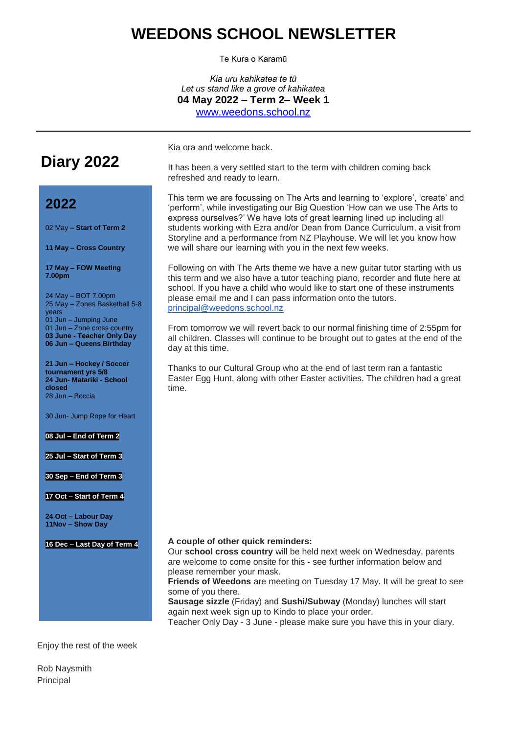# WEEDONS SCHOOL NEWSLETTER

Te Kura o Karamū

*Kia uru kahikatea te tū*
*Let us stand like a grove of kahikatea*
**04 May 2022 – Term 2– Week 1**
[www.weedons.school.nz](http://www.weedons.school.nz)

---

## Diary 2022

### 2022

02 May **– Start of Term 2**

**11 May – Cross Country**

**17 May – FOW Meeting 7.00pm**

24 May – BOT 7.00pm
25 May – Zones Basketball 5-8 years
01 Jun – Jumping June
01 Jun – Zone cross country
**03 June - Teacher Only Day**
**06 Jun – Queens Birthday**

**21 Jun – Hockey / Soccer tournament yrs 5/8**
**24 Jun- Matariki - School closed**
28 Jun – Boccia

30 Jun- Jump Rope for Heart

**08 Jul – End of Term 2**

**25 Jul – Start of Term 3**

**30 Sep – End of Term 3**

**17 Oct – Start of Term 4**

**24 Oct – Labour Day**
**11Nov – Show Day**

**16 Dec – Last Day of Term 4**

---

Kia ora and welcome back.

It has been a very settled start to the term with children coming back refreshed and ready to learn.

This term we are focussing on The Arts and learning to 'explore', 'create' and 'perform', while investigating our Big Question 'How can we use The Arts to express ourselves?' We have lots of great learning lined up including all students working with Ezra and/or Dean from Dance Curriculum, a visit from Storyline and a performance from NZ Playhouse. We will let you know how we will share our learning with you in the next few weeks.

Following on with The Arts theme we have a new guitar tutor starting with us this term and we also have a tutor teaching piano, recorder and flute here at school. If you have a child who would like to start one of these instruments please email me and I can pass information onto the tutors. [principal@weedons.school.nz](mailto:principal@weedons.school.nz)

From tomorrow we will revert back to our normal finishing time of 2:55pm for all children. Classes will continue to be brought out to gates at the end of the day at this time.

Thanks to our Cultural Group who at the end of last term ran a fantastic Easter Egg Hunt, along with other Easter activities. The children had a great time.

**A couple of other quick reminders:**
Our **school cross country** will be held next week on Wednesday, parents are welcome to come onsite for this - see further information below and please remember your mask.
**Friends of Weedons** are meeting on Tuesday 17 May. It will be great to see some of you there.
**Sausage sizzle** (Friday) and **Sushi/Subway** (Monday) lunches will start again next week sign up to Kindo to place your order.
Teacher Only Day - 3 June - please make sure you have this in your diary.

Enjoy the rest of the week

Rob Naysmith
Principal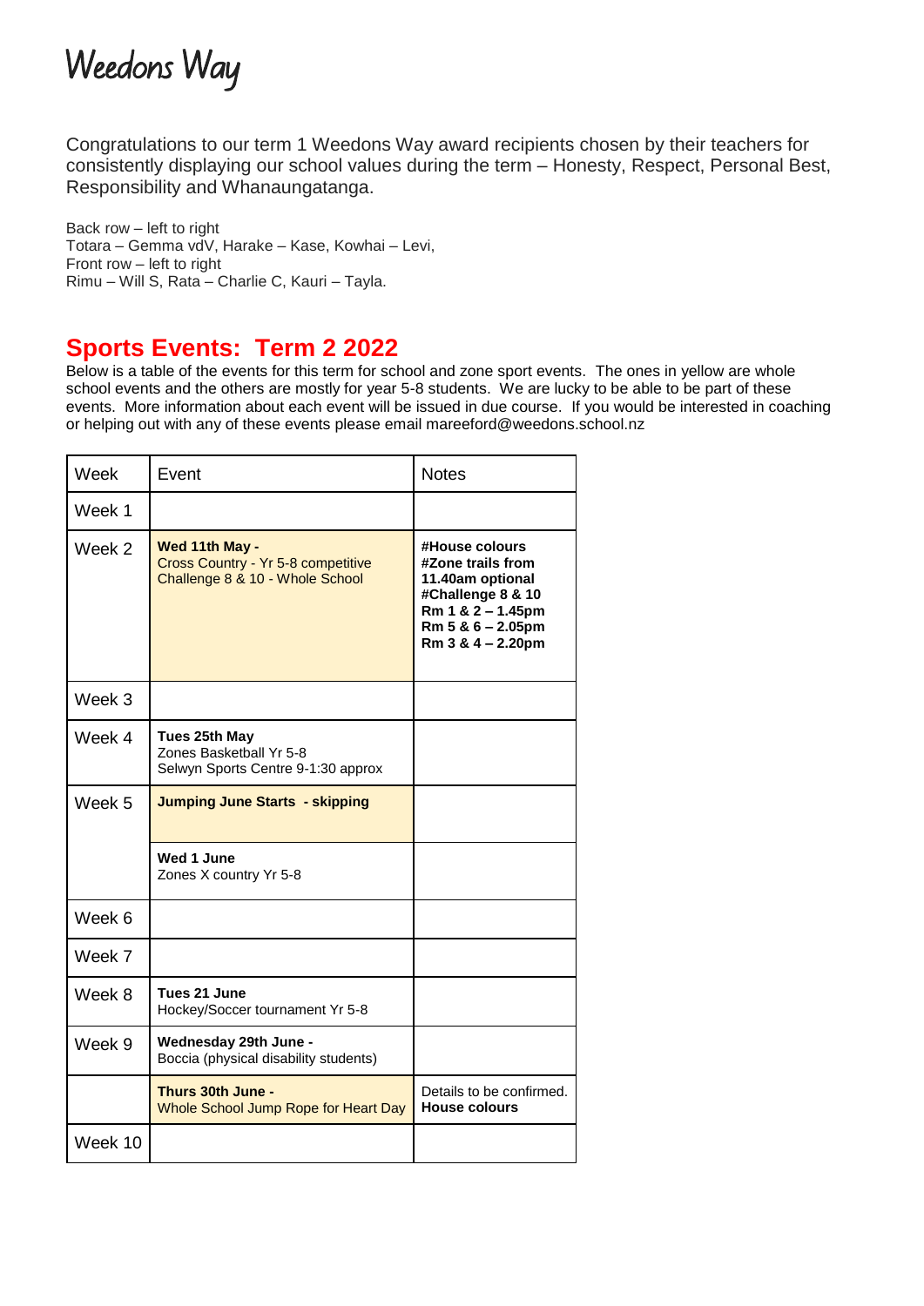# Weedons Way

Congratulations to our term 1 Weedons Way award recipients chosen by their teachers for consistently displaying our school values during the term – Honesty, Respect, Personal Best, Responsibility and Whanaungatanga.

Back row – left to right
Totara – Gemma vdV, Harake – Kase, Kowhai – Levi,
Front row – left to right
Rimu – Will S, Rata – Charlie C, Kauri – Tayla.

## Sports Events: Term 2 2022

Below is a table of the events for this term for school and zone sport events. The ones in yellow are whole school events and the others are mostly for year 5-8 students. We are lucky to be able to be part of these events. More information about each event will be issued in due course. If you would be interested in coaching or helping out with any of these events please email mareeford@weedons.school.nz

| Week | Event | Notes |
|---|---|---|
| Week 1 | | |
| Week 2 | **Wed 11th May -** Cross Country - Yr 5-8 competitive Challenge 8 & 10 - Whole School | **#House colours #Zone trails from 11.40am optional #Challenge 8 & 10 Rm 1 & 2 – 1.45pm Rm 5 & 6 – 2.05pm Rm 3 & 4 – 2.20pm** |
| Week 3 | | |
| Week 4 | **Tues 25th May** Zones Basketball Yr 5-8 Selwyn Sports Centre 9-1:30 approx | |
| Week 5 | **Jumping June Starts - skipping** | |
| | **Wed 1 June** Zones X country Yr 5-8 | |
| Week 6 | | |
| Week 7 | | |
| Week 8 | **Tues 21 June** Hockey/Soccer tournament Yr 5-8 | |
| Week 9 | **Wednesday 29th June -** Boccia (physical disability students) | |
| | **Thurs 30th June -** Whole School Jump Rope for Heart Day | Details to be confirmed. **House colours** |
| Week 10 | | |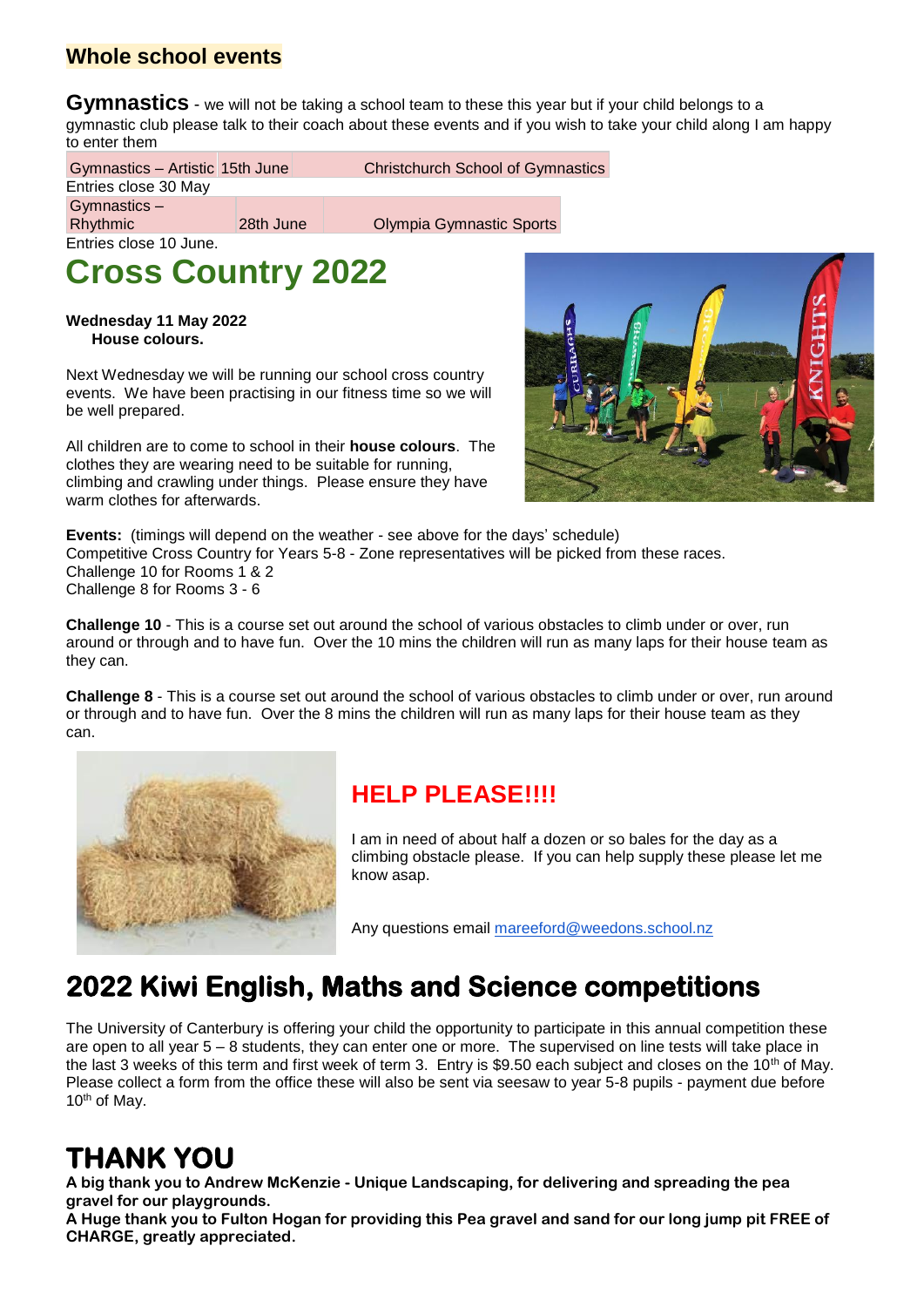## Whole school events

**Gymnastics** - we will not be taking a school team to these this year but if your child belongs to a gymnastic club please talk to their coach about these events and if you wish to take your child along I am happy to enter them

| Gymnastics – Artistic | 15th June | Christchurch School of Gymnastics |
|---|---|---|

Entries close 30 May

| Gymnastics – Rhythmic | 28th June | Olympia Gymnastic Sports |
|---|---|---|

Entries close 10 June.

# Cross Country 2022

**Wednesday 11 May 2022**
**House colours.**

Next Wednesday we will be running our school cross country events. We have been practising in our fitness time so we will be well prepared.

All children are to come to school in their **house colours**. The clothes they are wearing need to be suitable for running, climbing and crawling under things. Please ensure they have warm clothes for afterwards.

**Events:** (timings will depend on the weather - see above for the days' schedule)
Competitive Cross Country for Years 5-8 - Zone representatives will be picked from these races.
Challenge 10 for Rooms 1 & 2
Challenge 8 for Rooms 3 - 6

**Challenge 10** - This is a course set out around the school of various obstacles to climb under or over, run around or through and to have fun. Over the 10 mins the children will run as many laps for their house team as they can.

**Challenge 8** - This is a course set out around the school of various obstacles to climb under or over, run around or through and to have fun. Over the 8 mins the children will run as many laps for their house team as they can.

## HELP PLEASE!!!!

I am in need of about half a dozen or so bales for the day as a climbing obstacle please. If you can help supply these please let me know asap.

Any questions email mareeford@weedons.school.nz

# 2022 Kiwi English, Maths and Science competitions

The University of Canterbury is offering your child the opportunity to participate in this annual competition these are open to all year 5 – 8 students, they can enter one or more. The supervised on line tests will take place in the last 3 weeks of this term and first week of term 3. Entry is $9.50 each subject and closes on the 10th of May. Please collect a form from the office these will also be sent via seesaw to year 5-8 pupils - payment due before 10th of May.

# THANK YOU

**A big thank you to Andrew McKenzie - Unique Landscaping, for delivering and spreading the pea gravel for our playgrounds.**
**A Huge thank you to Fulton Hogan for providing this Pea gravel and sand for our long jump pit FREE of CHARGE, greatly appreciated.**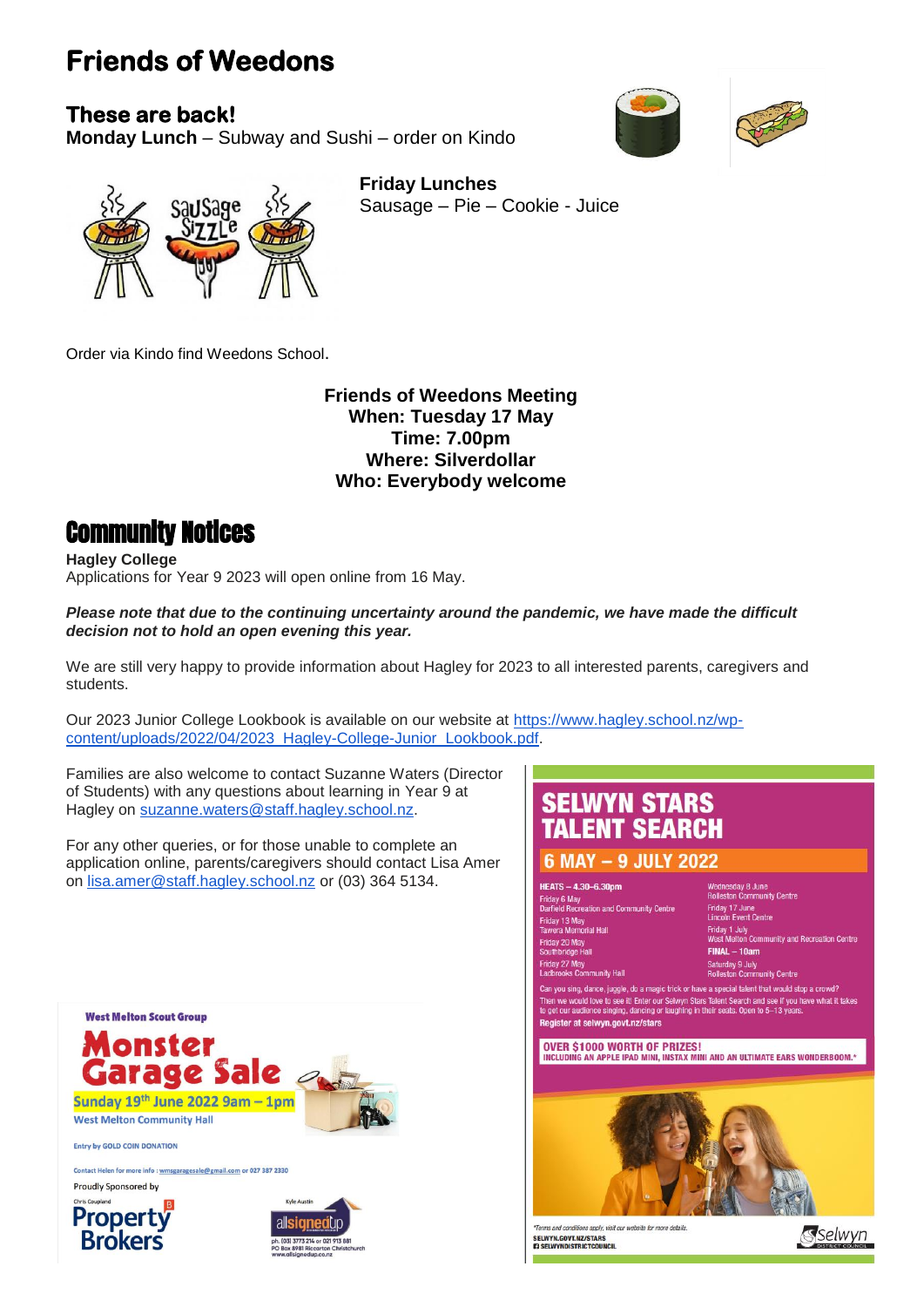# Friends of Weedons

## These are back!

**Monday Lunch** – Subway and Sushi – order on Kindo

**Friday Lunches**
Sausage – Pie – Cookie - Juice

Order via Kindo find Weedons School.

**Friends of Weedons Meeting**
**When: Tuesday 17 May**
**Time: 7.00pm**
**Where: Silverdollar**
**Who: Everybody welcome**

# Community Notices

**Hagley College**
Applications for Year 9 2023 will open online from 16 May.

***Please note that due to the continuing uncertainty around the pandemic, we have made the difficult decision not to hold an open evening this year.***

We are still very happy to provide information about Hagley for 2023 to all interested parents, caregivers and students.

Our 2023 Junior College Lookbook is available on our website at https://www.hagley.school.nz/wp-content/uploads/2022/04/2023_Hagley-College-Junior_Lookbook.pdf.

Families are also welcome to contact Suzanne Waters (Director of Students) with any questions about learning in Year 9 at Hagley on suzanne.waters@staff.hagley.school.nz.

For any other queries, or for those unable to complete an application online, parents/caregivers should contact Lisa Amer on lisa.amer@staff.hagley.school.nz or (03) 364 5134.

**West Melton Scout Group**

**Monster Garage Sale**

**Sunday 19th June 2022 9am – 1pm**
West Melton Community Hall

Entry by GOLD COIN DONATION

Contact Helen for more info : wmsgaragesale@gmail.com or 027 387 2330

Proudly Sponsored by

Chris Coupland – Property Brokers

Kyle Austin – allsignedup – ph. (03) 3773 214 or 021 913 881 – PO Box 8981 Riccarton Christchurch – www.allsignedup.co.nz

## SELWYN STARS TALENT SEARCH

**6 MAY – 9 JULY 2022**

**HEATS – 4.30–6.30pm**
Friday 6 May – Darfield Recreation and Community Centre
Friday 13 May – Tawera Memorial Hall
Friday 20 May – Southbridge Hall
Friday 27 May – Ladbrooks Community Hall
Wednesday 8 June – Rolleston Community Centre
Friday 17 June – Lincoln Event Centre
Friday 1 July – West Melton Community and Recreation Centre

**FINAL – 10am**
Saturday 9 July – Rolleston Community Centre

Can you sing, dance, juggle, do a magic trick or have a special talent that would stop a crowd? Then we would love to see it! Enter our Selwyn Stars Talent Search and see if you have what it takes to get our audience singing, dancing or laughing in their seats. Open to 5–13 years.

**Register at selwyn.govt.nz/stars**

**OVER $1000 WORTH OF PRIZES!**
**INCLUDING AN APPLE IPAD MINI, INSTAX MINI AND AN ULTIMATE EARS WONDERBOOM.***

*Terms and conditions apply, visit our website for more details.

SELWYN.GOVT.NZ/STARS
SELWYNDISTRICTCOUNCIL

Selwyn District Council